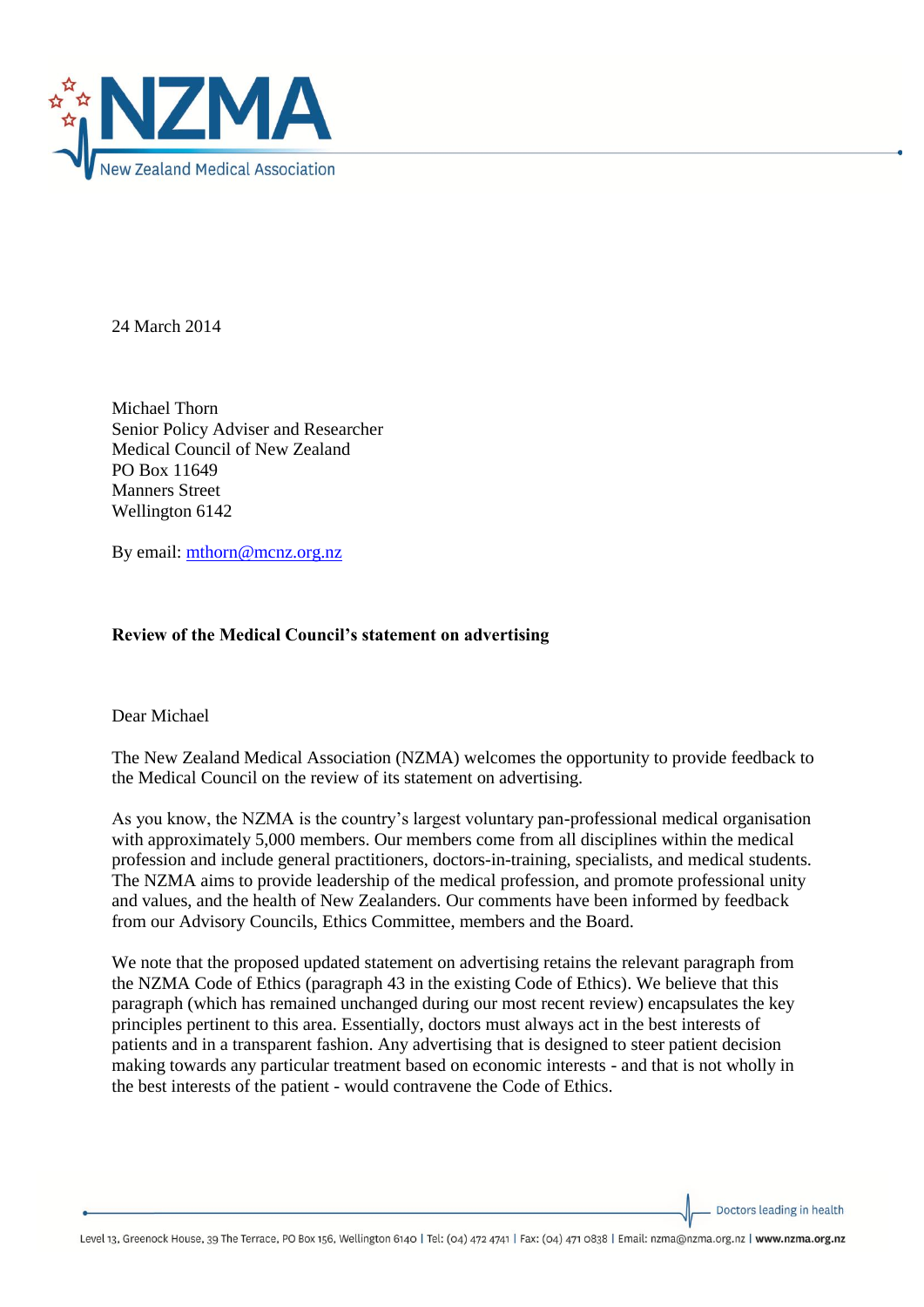24 March 2014

Michael Thorn
Senior Policy Adviser and Researcher
Medical Council of New Zealand
PO Box 11649
Manners Street
Wellington 6142

By email: [mthorn@mcnz.org.nz](mailto:mthorn@mcnz.org.nz)

**Review of the Medical Council's statement on advertising**

Dear Michael

The New Zealand Medical Association (NZMA) welcomes the opportunity to provide feedback to the Medical Council on the review of its statement on advertising.

As you know, the NZMA is the country's largest voluntary pan-professional medical organisation with approximately 5,000 members. Our members come from all disciplines within the medical profession and include general practitioners, doctors-in-training, specialists, and medical students. The NZMA aims to provide leadership of the medical profession, and promote professional unity and values, and the health of New Zealanders. Our comments have been informed by feedback from our Advisory Councils, Ethics Committee, members and the Board.

We note that the proposed updated statement on advertising retains the relevant paragraph from the NZMA Code of Ethics (paragraph 43 in the existing Code of Ethics). We believe that this paragraph (which has remained unchanged during our most recent review) encapsulates the key principles pertinent to this area. Essentially, doctors must always act in the best interests of patients and in a transparent fashion. Any advertising that is designed to steer patient decision making towards any particular treatment based on economic interests - and that is not wholly in the best interests of the patient - would contravene the Code of Ethics.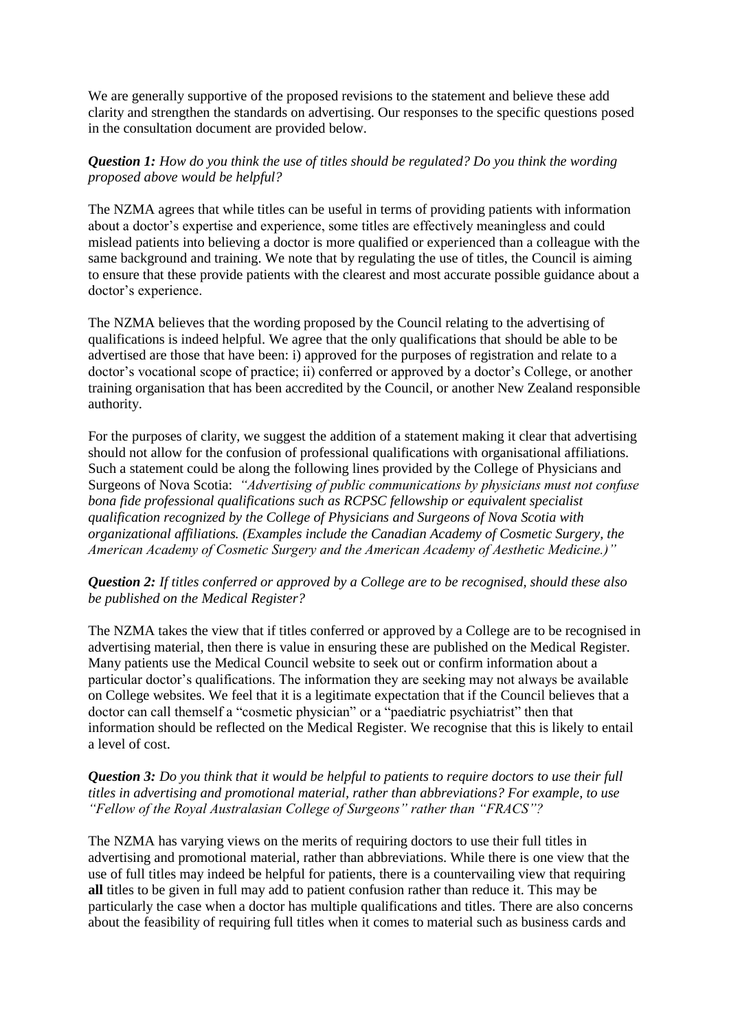We are generally supportive of the proposed revisions to the statement and believe these add clarity and strengthen the standards on advertising. Our responses to the specific questions posed in the consultation document are provided below.

***Question 1:*** *How do you think the use of titles should be regulated? Do you think the wording proposed above would be helpful?*

The NZMA agrees that while titles can be useful in terms of providing patients with information about a doctor's expertise and experience, some titles are effectively meaningless and could mislead patients into believing a doctor is more qualified or experienced than a colleague with the same background and training. We note that by regulating the use of titles, the Council is aiming to ensure that these provide patients with the clearest and most accurate possible guidance about a doctor's experience.

The NZMA believes that the wording proposed by the Council relating to the advertising of qualifications is indeed helpful. We agree that the only qualifications that should be able to be advertised are those that have been: i) approved for the purposes of registration and relate to a doctor's vocational scope of practice; ii) conferred or approved by a doctor's College, or another training organisation that has been accredited by the Council, or another New Zealand responsible authority.

For the purposes of clarity, we suggest the addition of a statement making it clear that advertising should not allow for the confusion of professional qualifications with organisational affiliations. Such a statement could be along the following lines provided by the College of Physicians and Surgeons of Nova Scotia: *"Advertising of public communications by physicians must not confuse bona fide professional qualifications such as RCPSC fellowship or equivalent specialist qualification recognized by the College of Physicians and Surgeons of Nova Scotia with organizational affiliations. (Examples include the Canadian Academy of Cosmetic Surgery, the American Academy of Cosmetic Surgery and the American Academy of Aesthetic Medicine.)"*

***Question 2:*** *If titles conferred or approved by a College are to be recognised, should these also be published on the Medical Register?*

The NZMA takes the view that if titles conferred or approved by a College are to be recognised in advertising material, then there is value in ensuring these are published on the Medical Register. Many patients use the Medical Council website to seek out or confirm information about a particular doctor's qualifications. The information they are seeking may not always be available on College websites. We feel that it is a legitimate expectation that if the Council believes that a doctor can call themself a "cosmetic physician" or a "paediatric psychiatrist" then that information should be reflected on the Medical Register. We recognise that this is likely to entail a level of cost.

***Question 3:*** *Do you think that it would be helpful to patients to require doctors to use their full titles in advertising and promotional material, rather than abbreviations? For example, to use "Fellow of the Royal Australasian College of Surgeons" rather than "FRACS"?*

The NZMA has varying views on the merits of requiring doctors to use their full titles in advertising and promotional material, rather than abbreviations. While there is one view that the use of full titles may indeed be helpful for patients, there is a countervailing view that requiring **all** titles to be given in full may add to patient confusion rather than reduce it. This may be particularly the case when a doctor has multiple qualifications and titles. There are also concerns about the feasibility of requiring full titles when it comes to material such as business cards and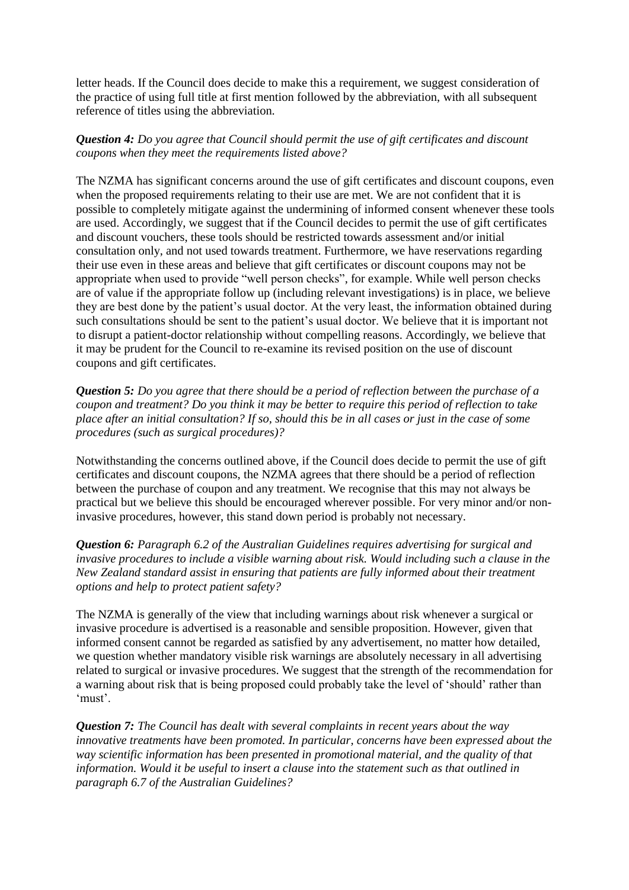letter heads. If the Council does decide to make this a requirement, we suggest consideration of the practice of using full title at first mention followed by the abbreviation, with all subsequent reference of titles using the abbreviation.

***Question 4:*** *Do you agree that Council should permit the use of gift certificates and discount coupons when they meet the requirements listed above?*

The NZMA has significant concerns around the use of gift certificates and discount coupons, even when the proposed requirements relating to their use are met. We are not confident that it is possible to completely mitigate against the undermining of informed consent whenever these tools are used. Accordingly, we suggest that if the Council decides to permit the use of gift certificates and discount vouchers, these tools should be restricted towards assessment and/or initial consultation only, and not used towards treatment. Furthermore, we have reservations regarding their use even in these areas and believe that gift certificates or discount coupons may not be appropriate when used to provide "well person checks", for example. While well person checks are of value if the appropriate follow up (including relevant investigations) is in place, we believe they are best done by the patient's usual doctor. At the very least, the information obtained during such consultations should be sent to the patient's usual doctor. We believe that it is important not to disrupt a patient-doctor relationship without compelling reasons. Accordingly, we believe that it may be prudent for the Council to re-examine its revised position on the use of discount coupons and gift certificates.

***Question 5:*** *Do you agree that there should be a period of reflection between the purchase of a coupon and treatment? Do you think it may be better to require this period of reflection to take place after an initial consultation? If so, should this be in all cases or just in the case of some procedures (such as surgical procedures)?*

Notwithstanding the concerns outlined above, if the Council does decide to permit the use of gift certificates and discount coupons, the NZMA agrees that there should be a period of reflection between the purchase of coupon and any treatment. We recognise that this may not always be practical but we believe this should be encouraged wherever possible. For very minor and/or non-invasive procedures, however, this stand down period is probably not necessary.

***Question 6:*** *Paragraph 6.2 of the Australian Guidelines requires advertising for surgical and invasive procedures to include a visible warning about risk. Would including such a clause in the New Zealand standard assist in ensuring that patients are fully informed about their treatment options and help to protect patient safety?*

The NZMA is generally of the view that including warnings about risk whenever a surgical or invasive procedure is advertised is a reasonable and sensible proposition. However, given that informed consent cannot be regarded as satisfied by any advertisement, no matter how detailed, we question whether mandatory visible risk warnings are absolutely necessary in all advertising related to surgical or invasive procedures. We suggest that the strength of the recommendation for a warning about risk that is being proposed could probably take the level of 'should' rather than 'must'.

***Question 7:*** *The Council has dealt with several complaints in recent years about the way innovative treatments have been promoted. In particular, concerns have been expressed about the way scientific information has been presented in promotional material, and the quality of that information. Would it be useful to insert a clause into the statement such as that outlined in paragraph 6.7 of the Australian Guidelines?*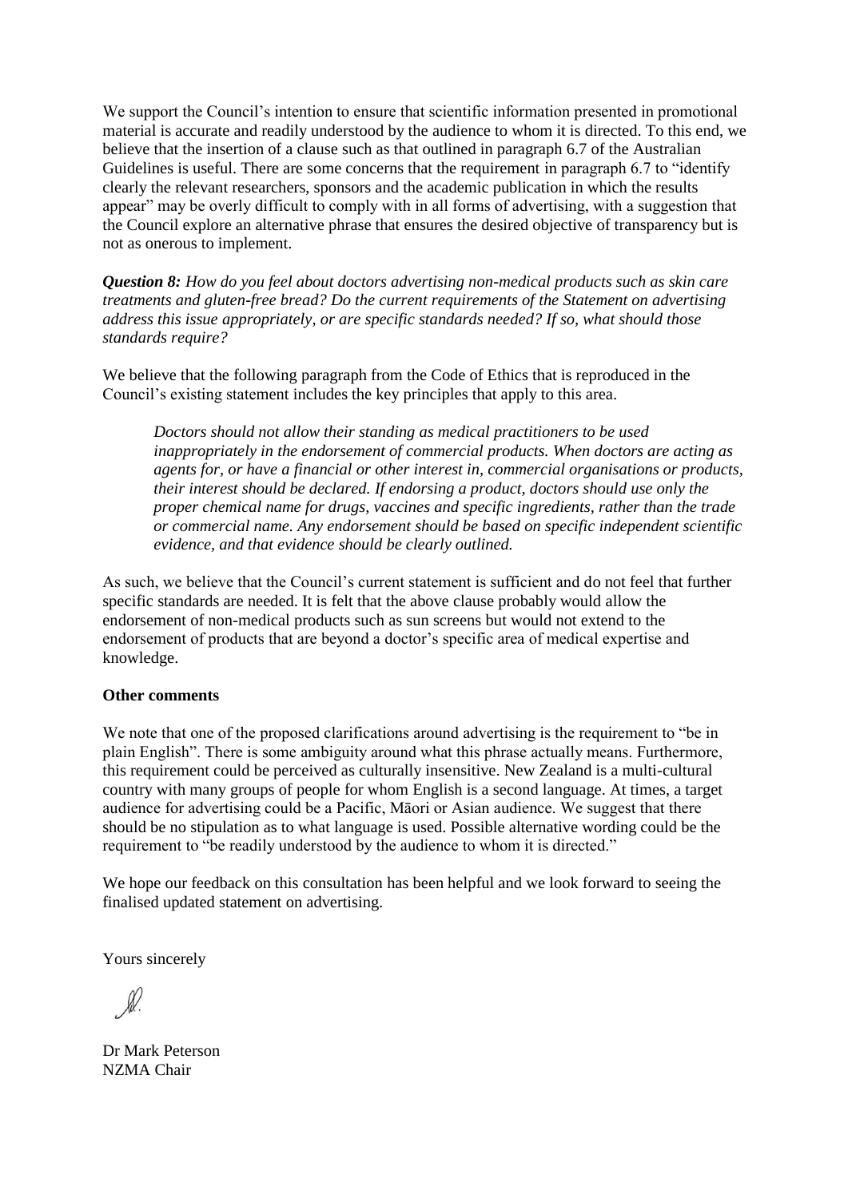We support the Council's intention to ensure that scientific information presented in promotional material is accurate and readily understood by the audience to whom it is directed. To this end, we believe that the insertion of a clause such as that outlined in paragraph 6.7 of the Australian Guidelines is useful. There are some concerns that the requirement in paragraph 6.7 to "identify clearly the relevant researchers, sponsors and the academic publication in which the results appear" may be overly difficult to comply with in all forms of advertising, with a suggestion that the Council explore an alternative phrase that ensures the desired objective of transparency but is not as onerous to implement.

***Question 8:*** *How do you feel about doctors advertising non-medical products such as skin care treatments and gluten-free bread? Do the current requirements of the Statement on advertising address this issue appropriately, or are specific standards needed? If so, what should those standards require?*

We believe that the following paragraph from the Code of Ethics that is reproduced in the Council's existing statement includes the key principles that apply to this area.

> *Doctors should not allow their standing as medical practitioners to be used inappropriately in the endorsement of commercial products. When doctors are acting as agents for, or have a financial or other interest in, commercial organisations or products, their interest should be declared. If endorsing a product, doctors should use only the proper chemical name for drugs, vaccines and specific ingredients, rather than the trade or commercial name. Any endorsement should be based on specific independent scientific evidence, and that evidence should be clearly outlined.*

As such, we believe that the Council's current statement is sufficient and do not feel that further specific standards are needed. It is felt that the above clause probably would allow the endorsement of non-medical products such as sun screens but would not extend to the endorsement of products that are beyond a doctor's specific area of medical expertise and knowledge.

**Other comments**

We note that one of the proposed clarifications around advertising is the requirement to "be in plain English". There is some ambiguity around what this phrase actually means. Furthermore, this requirement could be perceived as culturally insensitive. New Zealand is a multi-cultural country with many groups of people for whom English is a second language. At times, a target audience for advertising could be a Pacific, Māori or Asian audience. We suggest that there should be no stipulation as to what language is used. Possible alternative wording could be the requirement to "be readily understood by the audience to whom it is directed."

We hope our feedback on this consultation has been helpful and we look forward to seeing the finalised updated statement on advertising.

Yours sincerely

Dr Mark Peterson
NZMA Chair